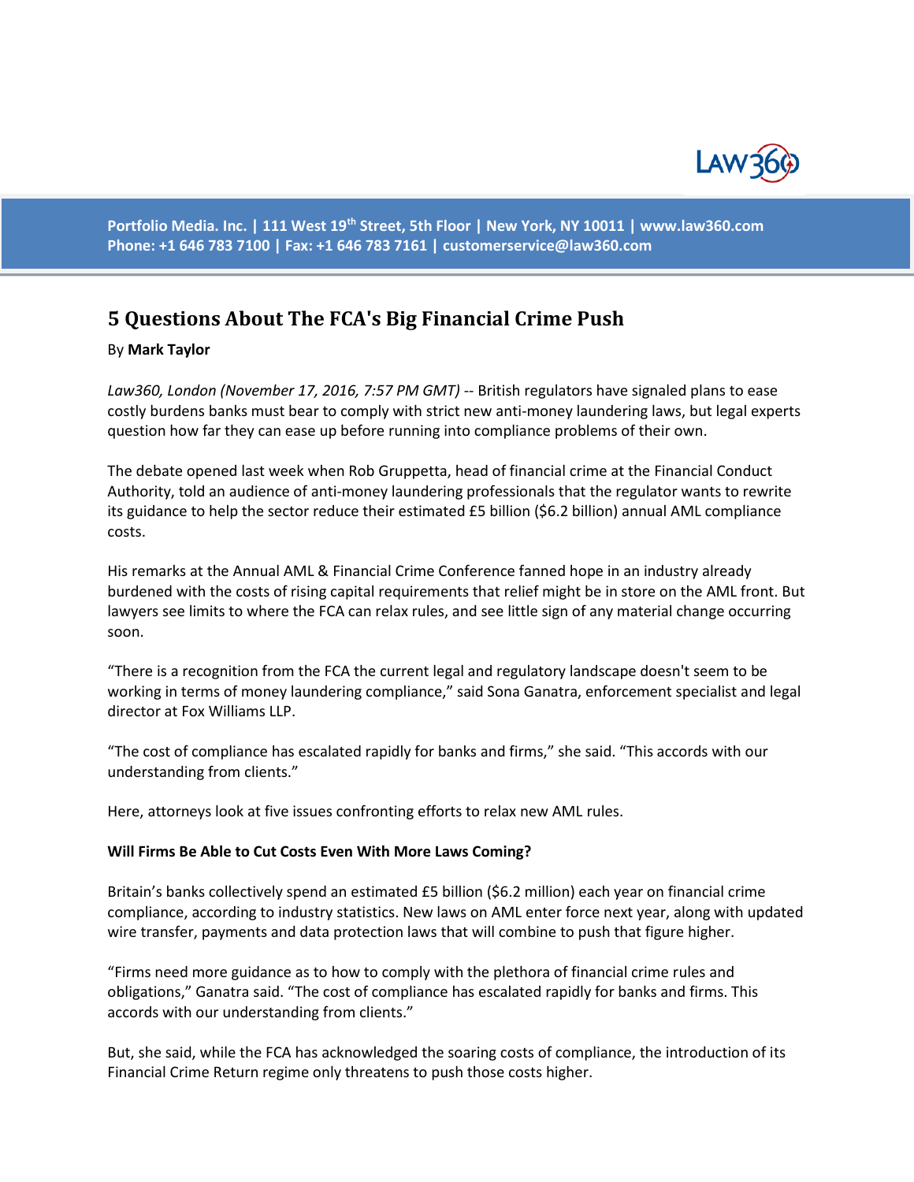Portfolio Media. Inc. | 111 West 19th Street, 5th Floor | New York, NY 10011 | www.law360.com
Phone: +1 646 783 7100 | Fax: +1 646 783 7161 | customerservice@law360.com

# 5 Questions About The FCA's Big Financial Crime Push

By **Mark Taylor**

*Law360, London (November 17, 2016, 7:57 PM GMT)* -- British regulators have signaled plans to ease costly burdens banks must bear to comply with strict new anti-money laundering laws, but legal experts question how far they can ease up before running into compliance problems of their own.

The debate opened last week when Rob Gruppetta, head of financial crime at the Financial Conduct Authority, told an audience of anti-money laundering professionals that the regulator wants to rewrite its guidance to help the sector reduce their estimated £5 billion ($6.2 billion) annual AML compliance costs.

His remarks at the Annual AML & Financial Crime Conference fanned hope in an industry already burdened with the costs of rising capital requirements that relief might be in store on the AML front. But lawyers see limits to where the FCA can relax rules, and see little sign of any material change occurring soon.

“There is a recognition from the FCA the current legal and regulatory landscape doesn't seem to be working in terms of money laundering compliance,” said Sona Ganatra, enforcement specialist and legal director at Fox Williams LLP.

“The cost of compliance has escalated rapidly for banks and firms,” she said. “This accords with our understanding from clients.”

Here, attorneys look at five issues confronting efforts to relax new AML rules.

**Will Firms Be Able to Cut Costs Even With More Laws Coming?**

Britain’s banks collectively spend an estimated £5 billion ($6.2 million) each year on financial crime compliance, according to industry statistics. New laws on AML enter force next year, along with updated wire transfer, payments and data protection laws that will combine to push that figure higher.

“Firms need more guidance as to how to comply with the plethora of financial crime rules and obligations,” Ganatra said. “The cost of compliance has escalated rapidly for banks and firms. This accords with our understanding from clients.”

But, she said, while the FCA has acknowledged the soaring costs of compliance, the introduction of its Financial Crime Return regime only threatens to push those costs higher.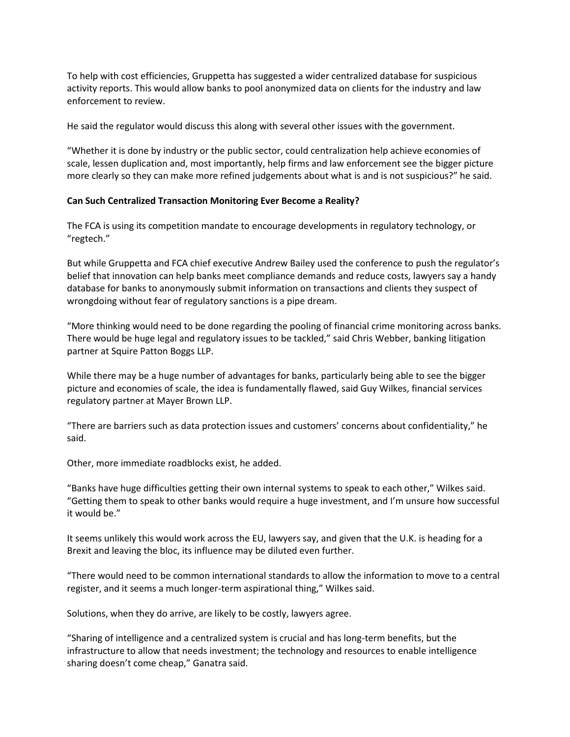To help with cost efficiencies, Gruppetta has suggested a wider centralized database for suspicious activity reports. This would allow banks to pool anonymized data on clients for the industry and law enforcement to review.

He said the regulator would discuss this along with several other issues with the government.

"Whether it is done by industry or the public sector, could centralization help achieve economies of scale, lessen duplication and, most importantly, help firms and law enforcement see the bigger picture more clearly so they can make more refined judgements about what is and is not suspicious?" he said.

**Can Such Centralized Transaction Monitoring Ever Become a Reality?**

The FCA is using its competition mandate to encourage developments in regulatory technology, or "regtech."

But while Gruppetta and FCA chief executive Andrew Bailey used the conference to push the regulator's belief that innovation can help banks meet compliance demands and reduce costs, lawyers say a handy database for banks to anonymously submit information on transactions and clients they suspect of wrongdoing without fear of regulatory sanctions is a pipe dream.

"More thinking would need to be done regarding the pooling of financial crime monitoring across banks. There would be huge legal and regulatory issues to be tackled," said Chris Webber, banking litigation partner at Squire Patton Boggs LLP.

While there may be a huge number of advantages for banks, particularly being able to see the bigger picture and economies of scale, the idea is fundamentally flawed, said Guy Wilkes, financial services regulatory partner at Mayer Brown LLP.

"There are barriers such as data protection issues and customers' concerns about confidentiality," he said.

Other, more immediate roadblocks exist, he added.

"Banks have huge difficulties getting their own internal systems to speak to each other," Wilkes said. "Getting them to speak to other banks would require a huge investment, and I'm unsure how successful it would be."

It seems unlikely this would work across the EU, lawyers say, and given that the U.K. is heading for a Brexit and leaving the bloc, its influence may be diluted even further.

"There would need to be common international standards to allow the information to move to a central register, and it seems a much longer-term aspirational thing," Wilkes said.

Solutions, when they do arrive, are likely to be costly, lawyers agree.

"Sharing of intelligence and a centralized system is crucial and has long-term benefits, but the infrastructure to allow that needs investment; the technology and resources to enable intelligence sharing doesn't come cheap," Ganatra said.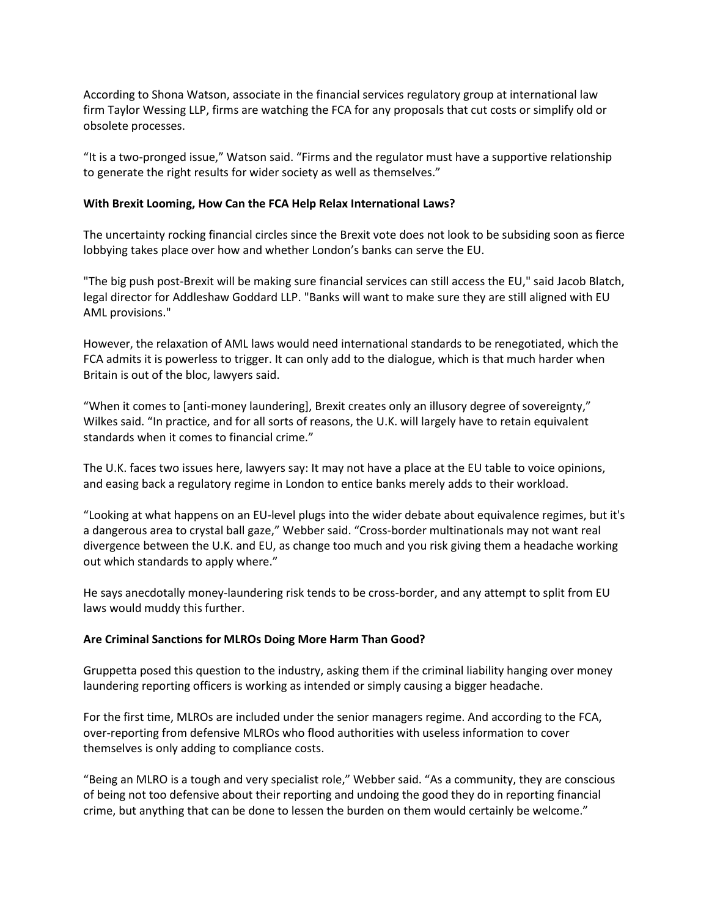According to Shona Watson, associate in the financial services regulatory group at international law firm Taylor Wessing LLP, firms are watching the FCA for any proposals that cut costs or simplify old or obsolete processes.

"It is a two-pronged issue," Watson said. "Firms and the regulator must have a supportive relationship to generate the right results for wider society as well as themselves."

**With Brexit Looming, How Can the FCA Help Relax International Laws?**

The uncertainty rocking financial circles since the Brexit vote does not look to be subsiding soon as fierce lobbying takes place over how and whether London's banks can serve the EU.

"The big push post-Brexit will be making sure financial services can still access the EU," said Jacob Blatch, legal director for Addleshaw Goddard LLP. "Banks will want to make sure they are still aligned with EU AML provisions."

However, the relaxation of AML laws would need international standards to be renegotiated, which the FCA admits it is powerless to trigger. It can only add to the dialogue, which is that much harder when Britain is out of the bloc, lawyers said.

"When it comes to [anti-money laundering], Brexit creates only an illusory degree of sovereignty," Wilkes said. "In practice, and for all sorts of reasons, the U.K. will largely have to retain equivalent standards when it comes to financial crime."

The U.K. faces two issues here, lawyers say: It may not have a place at the EU table to voice opinions, and easing back a regulatory regime in London to entice banks merely adds to their workload.

"Looking at what happens on an EU-level plugs into the wider debate about equivalence regimes, but it's a dangerous area to crystal ball gaze," Webber said. "Cross-border multinationals may not want real divergence between the U.K. and EU, as change too much and you risk giving them a headache working out which standards to apply where."

He says anecdotally money-laundering risk tends to be cross-border, and any attempt to split from EU laws would muddy this further.

**Are Criminal Sanctions for MLROs Doing More Harm Than Good?**

Gruppetta posed this question to the industry, asking them if the criminal liability hanging over money laundering reporting officers is working as intended or simply causing a bigger headache.

For the first time, MLROs are included under the senior managers regime. And according to the FCA, over-reporting from defensive MLROs who flood authorities with useless information to cover themselves is only adding to compliance costs.

"Being an MLRO is a tough and very specialist role," Webber said. "As a community, they are conscious of being not too defensive about their reporting and undoing the good they do in reporting financial crime, but anything that can be done to lessen the burden on them would certainly be welcome."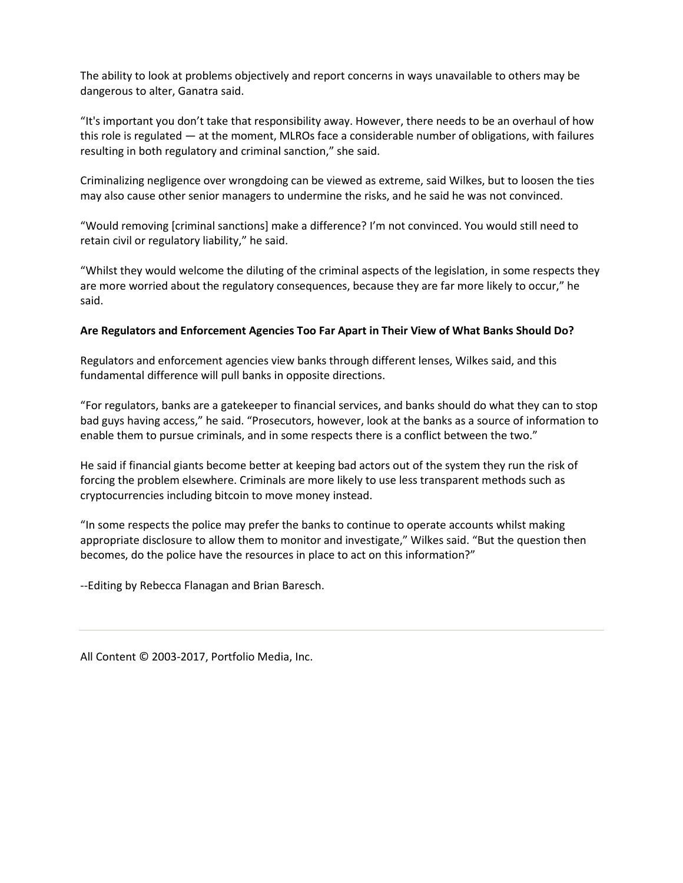The ability to look at problems objectively and report concerns in ways unavailable to others may be dangerous to alter, Ganatra said.

"It's important you don't take that responsibility away. However, there needs to be an overhaul of how this role is regulated — at the moment, MLROs face a considerable number of obligations, with failures resulting in both regulatory and criminal sanction," she said.

Criminalizing negligence over wrongdoing can be viewed as extreme, said Wilkes, but to loosen the ties may also cause other senior managers to undermine the risks, and he said he was not convinced.

"Would removing [criminal sanctions] make a difference? I'm not convinced. You would still need to retain civil or regulatory liability," he said.

"Whilst they would welcome the diluting of the criminal aspects of the legislation, in some respects they are more worried about the regulatory consequences, because they are far more likely to occur," he said.

**Are Regulators and Enforcement Agencies Too Far Apart in Their View of What Banks Should Do?**

Regulators and enforcement agencies view banks through different lenses, Wilkes said, and this fundamental difference will pull banks in opposite directions.

"For regulators, banks are a gatekeeper to financial services, and banks should do what they can to stop bad guys having access," he said. "Prosecutors, however, look at the banks as a source of information to enable them to pursue criminals, and in some respects there is a conflict between the two."

He said if financial giants become better at keeping bad actors out of the system they run the risk of forcing the problem elsewhere. Criminals are more likely to use less transparent methods such as cryptocurrencies including bitcoin to move money instead.

"In some respects the police may prefer the banks to continue to operate accounts whilst making appropriate disclosure to allow them to monitor and investigate," Wilkes said. "But the question then becomes, do the police have the resources in place to act on this information?"

--Editing by Rebecca Flanagan and Brian Baresch.

---

All Content © 2003-2017, Portfolio Media, Inc.